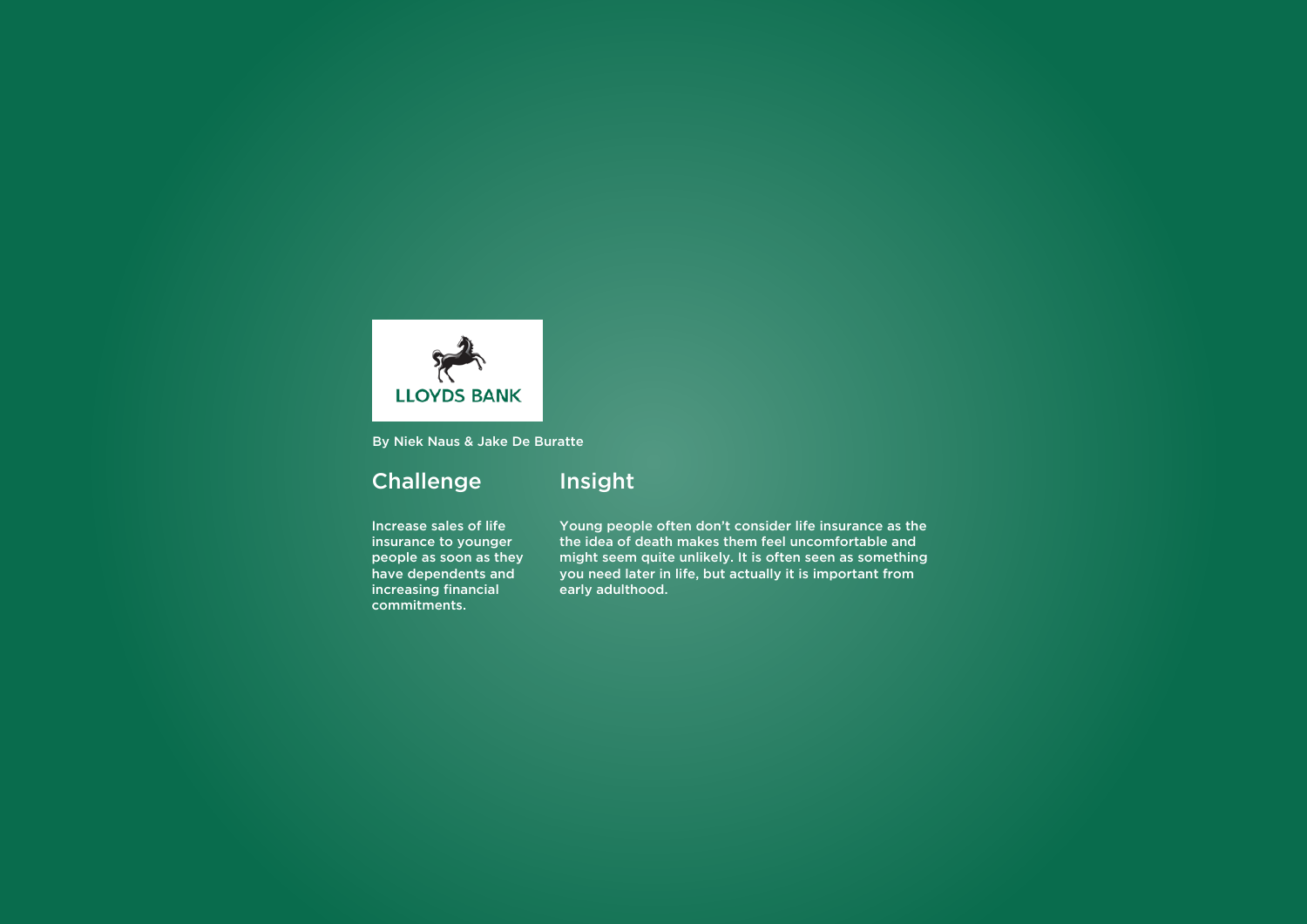LLOYDS BANK

By Niek Naus & Jake De Buratte

## Challenge

Increase sales of life insurance to younger people as soon as they have dependents and increasing financial commitments.

## Insight

Young people often don't consider life insurance as the the idea of death makes them feel uncomfortable and might seem quite unlikely. It is often seen as something you need later in life, but actually it is important from early adulthood.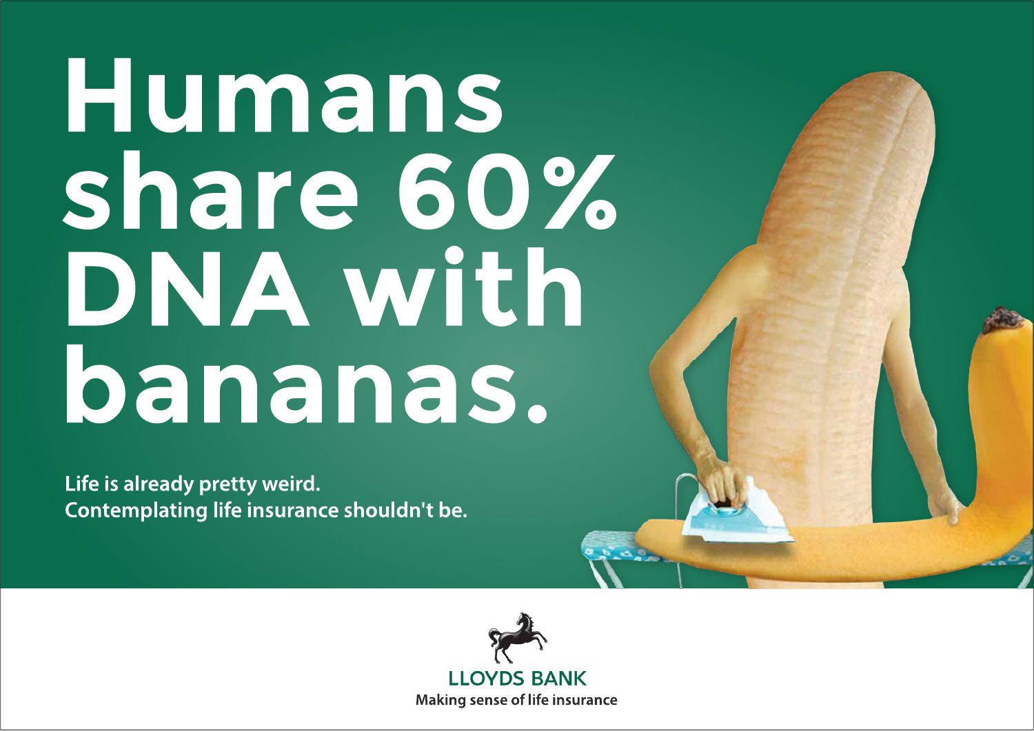# Humans share 60% DNA with bananas.

**Life is already pretty weird.**
**Contemplating life insurance shouldn't be.**

LLOYDS BANK

**Making sense of life insurance**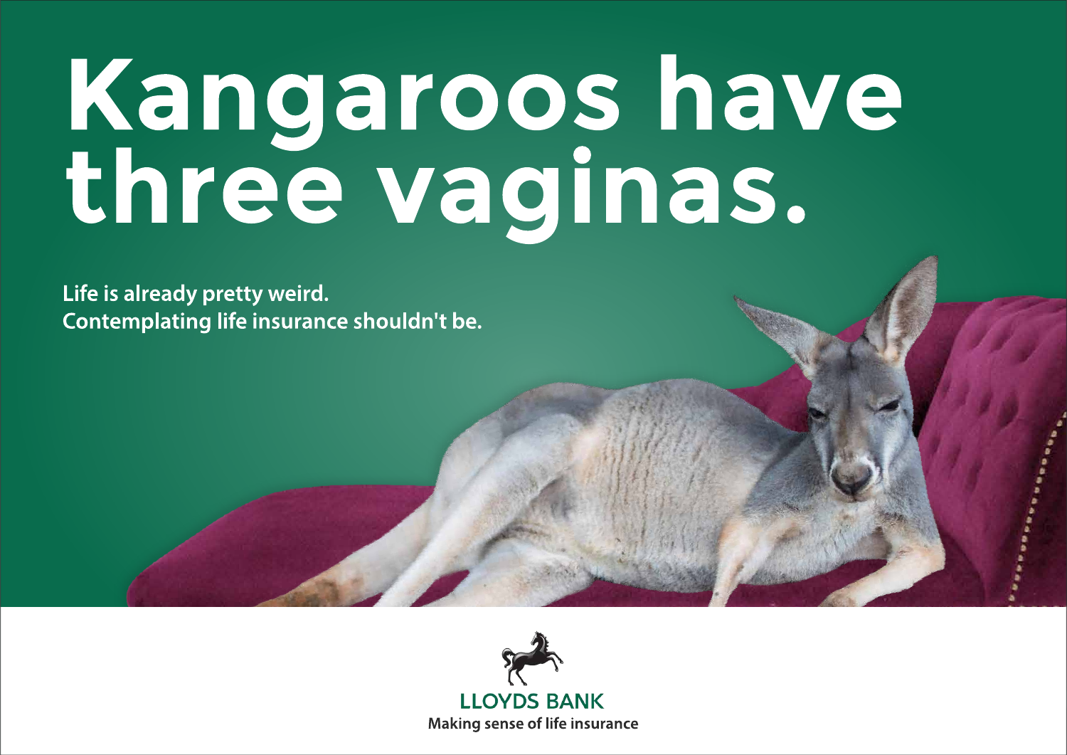# Kangaroos have three vaginas.

**Life is already pretty weird.**
**Contemplating life insurance shouldn't be.**

LLOYDS BANK

**Making sense of life insurance**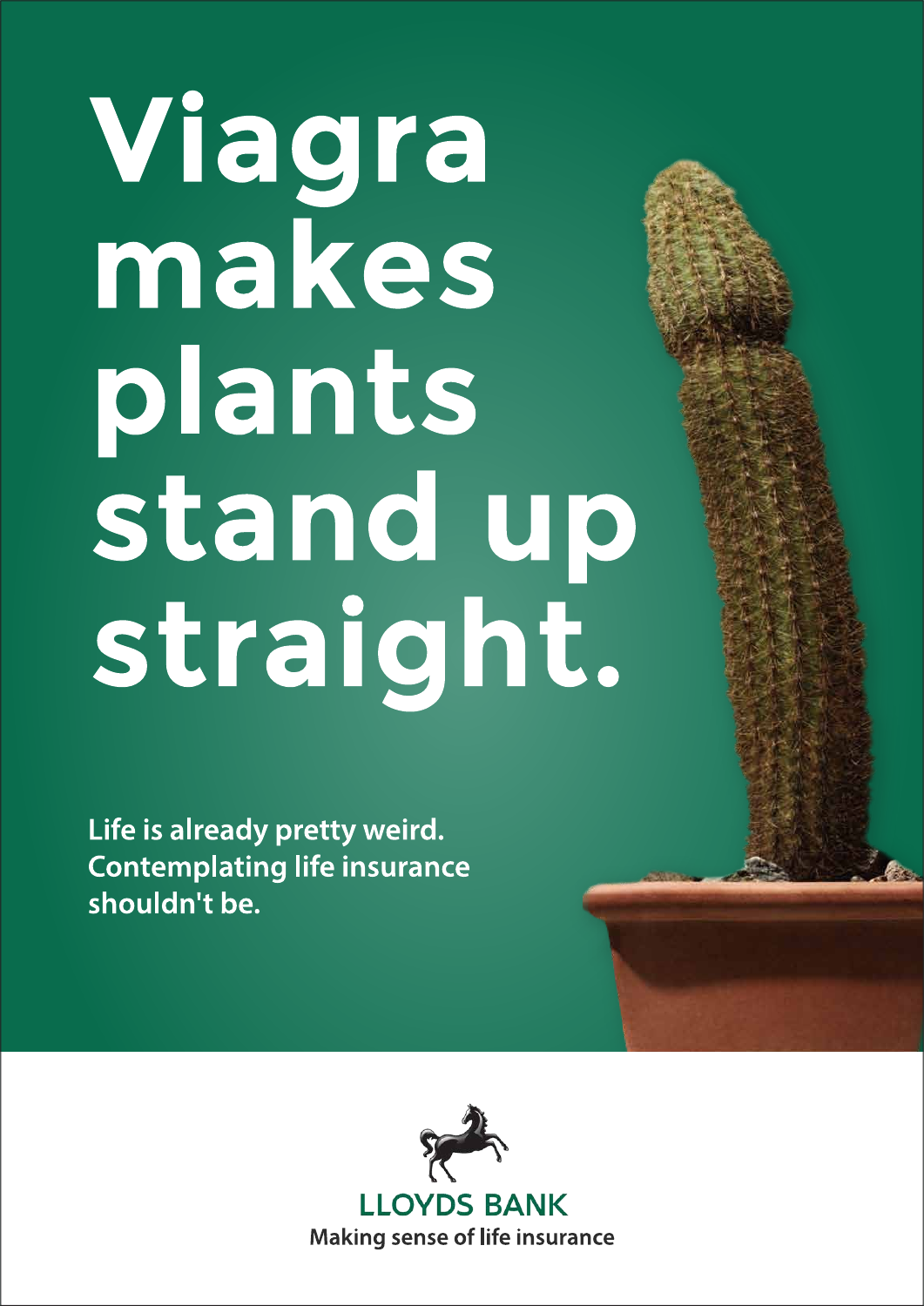# Viagra makes plants stand up straight.

**Life is already pretty weird. Contemplating life insurance shouldn't be.**

LLOYDS BANK

Making sense of life insurance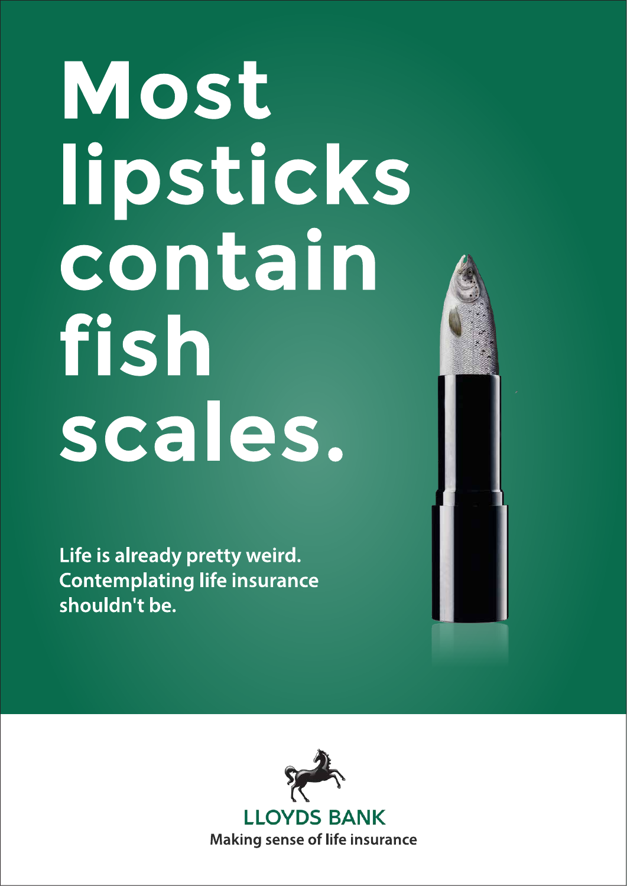# Most lipsticks contain fish scales.

**Life is already pretty weird. Contemplating life insurance shouldn't be.**

LLOYDS BANK

**Making sense of life insurance**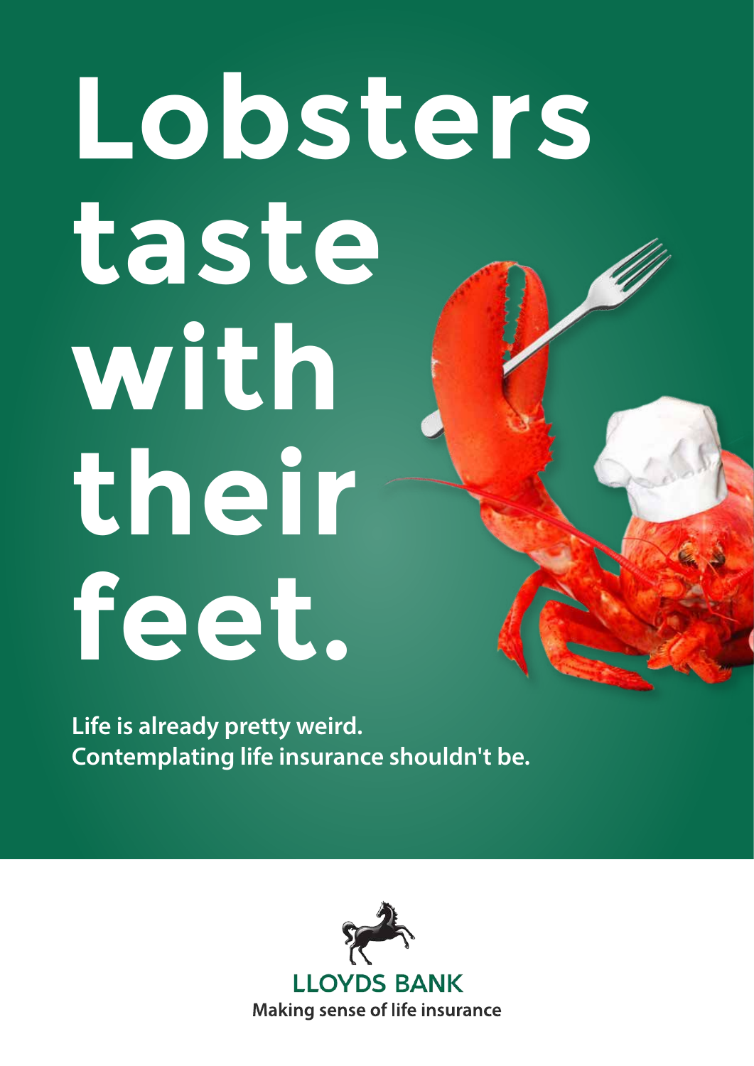# Lobsters taste with their feet.

**Life is already pretty weird.
Contemplating life insurance shouldn't be.**

LLOYDS BANK

Making sense of life insurance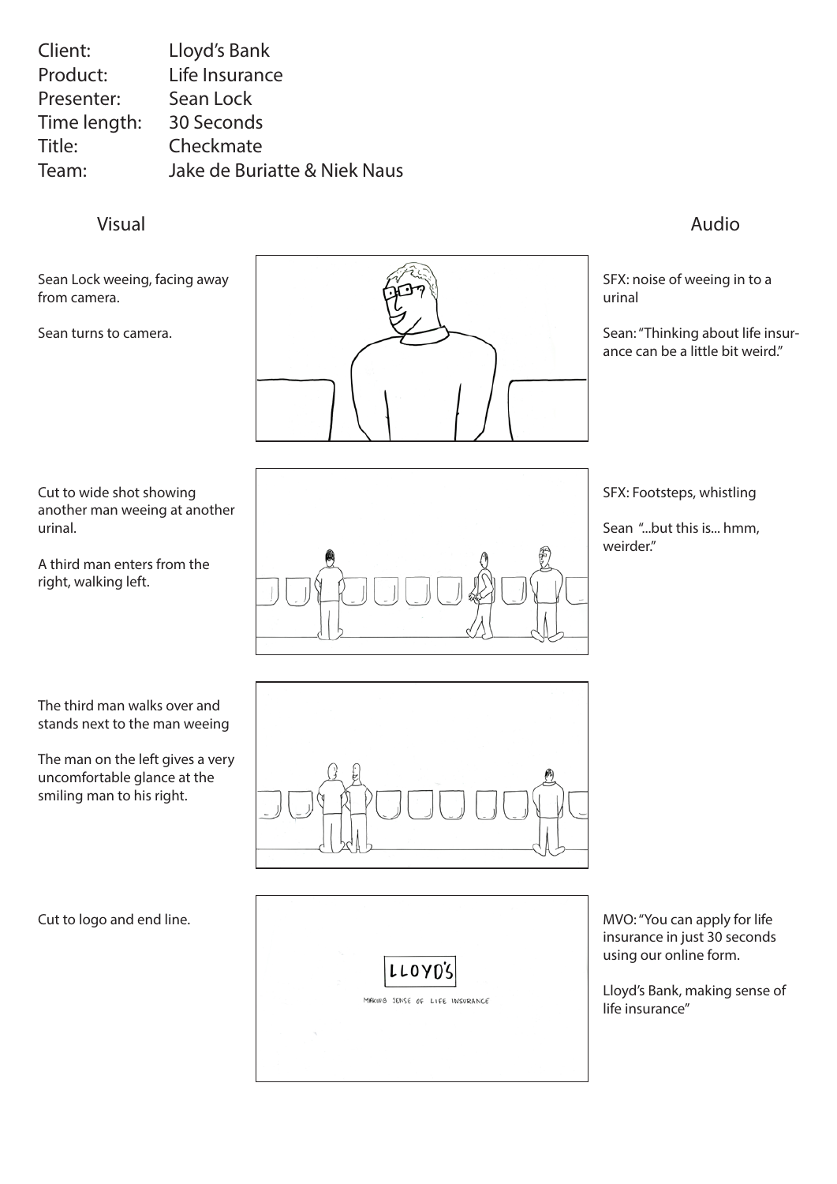| | |
|---|---|
| Client: | Lloyd's Bank |
| Product: | Life Insurance |
| Presenter: | Sean Lock |
| Time length: | 30 Seconds |
| Title: | Checkmate |
| Team: | Jake de Buriatte & Niek Naus |

| Visual | Audio |
|---|---|
| Sean Lock weeing, facing away from camera.<br><br>Sean turns to camera. | SFX: noise of weeing in to a urinal<br><br>Sean: "Thinking about life insurance can be a little bit weird." |
| Cut to wide shot showing another man weeing at another urinal.<br><br>A third man enters from the right, walking left. | SFX: Footsteps, whistling<br><br>Sean "...but this is... hmm, weirder." |
| The third man walks over and stands next to the man weeing<br><br>The man on the left gives a very uncomfortable glance at the smiling man to his right. | |
| Cut to logo and end line.<br><br>LLOYD'S<br>MAKING SENSE OF LIFE INSURANCE | MVO: "You can apply for life insurance in just 30 seconds using our online form.<br><br>Lloyd's Bank, making sense of life insurance" |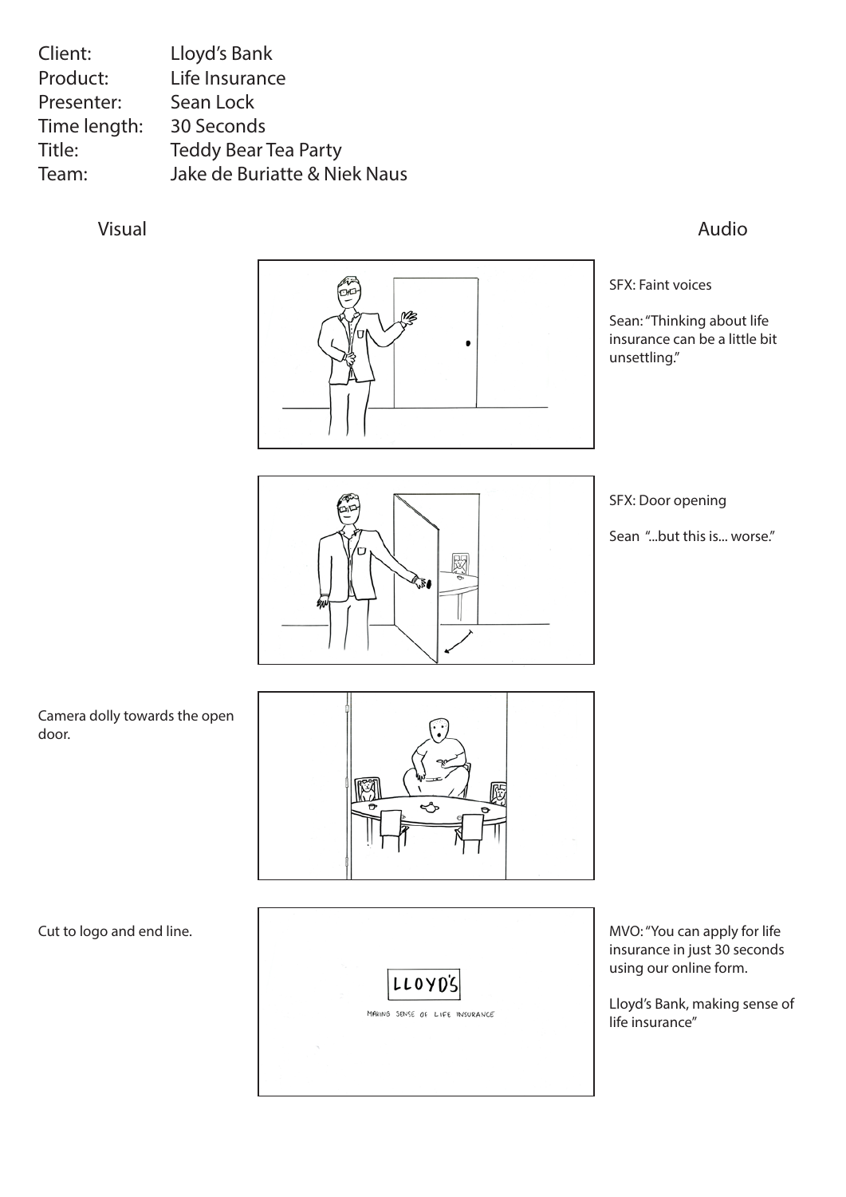| | |
|---|---|
| Client: | Lloyd's Bank |
| Product: | Life Insurance |
| Presenter: | Sean Lock |
| Time length: | 30 Seconds |
| Title: | Teddy Bear Tea Party |
| Team: | Jake de Buriatte & Niek Naus |

| Visual | | Audio |
|---|---|---|
| | | SFX: Faint voices<br><br>Sean: "Thinking about life insurance can be a little bit unsettling." |
| | | SFX: Door opening<br><br>Sean "...but this is... worse." |
| Camera dolly towards the open door. | | |
| Cut to logo and end line. | LLOYD'S<br>MAKING SENSE OF LIFE INSURANCE | MVO: "You can apply for life insurance in just 30 seconds using our online form.<br><br>Lloyd's Bank, making sense of life insurance" |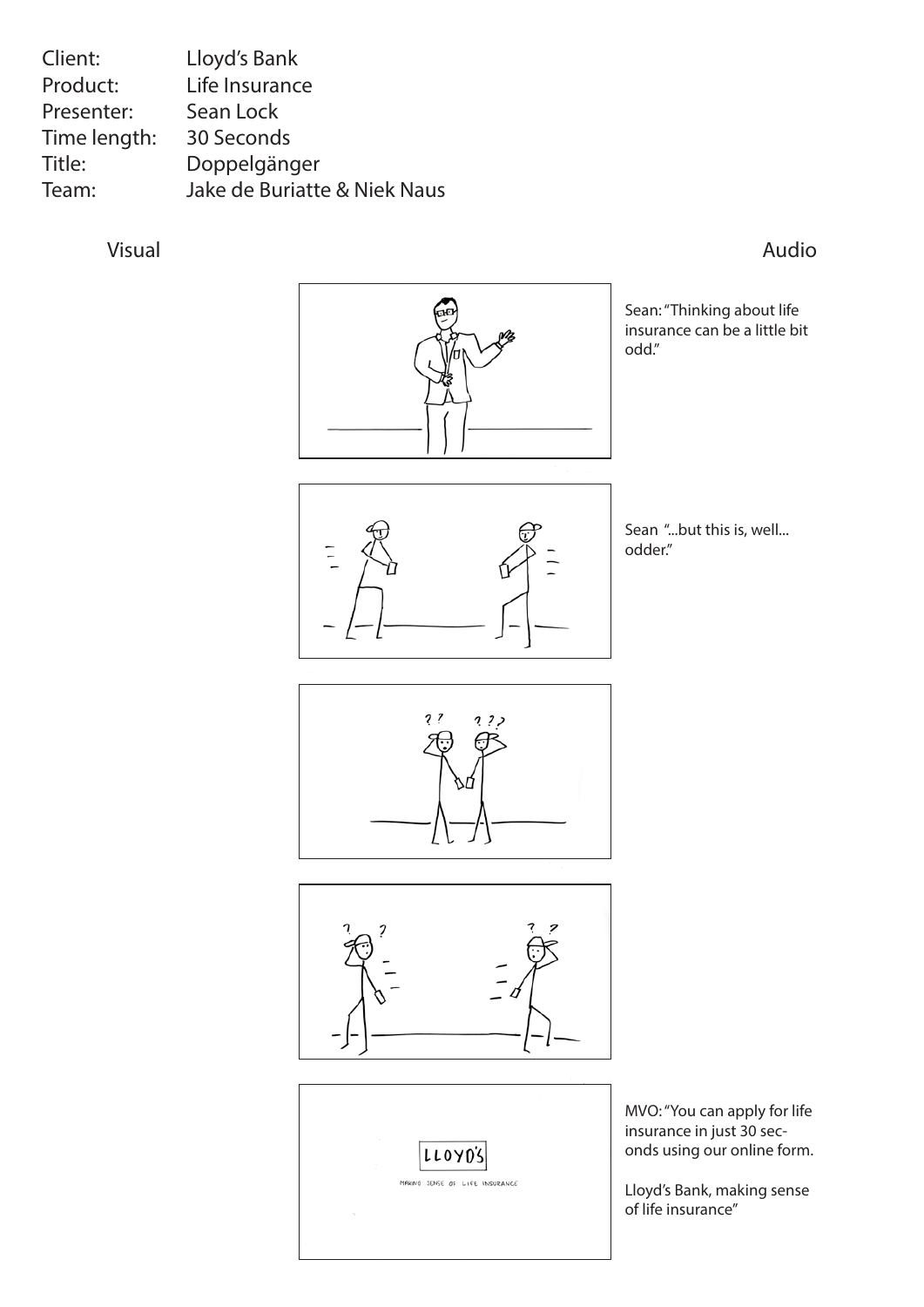| | |
|---|---|
| Client: | Lloyd's Bank |
| Product: | Life Insurance |
| Presenter: | Sean Lock |
| Time length: | 30 Seconds |
| Title: | Doppelgänger |
| Team: | Jake de Buriatte & Niek Naus |

| Visual | Audio |
|---|---|
| | Sean: "Thinking about life insurance can be a little bit odd." |
| | Sean "...but this is, well... odder." |
| | |
| | |
| | MVO: "You can apply for life insurance in just 30 seconds using our online form. Lloyd's Bank, making sense of life insurance" |